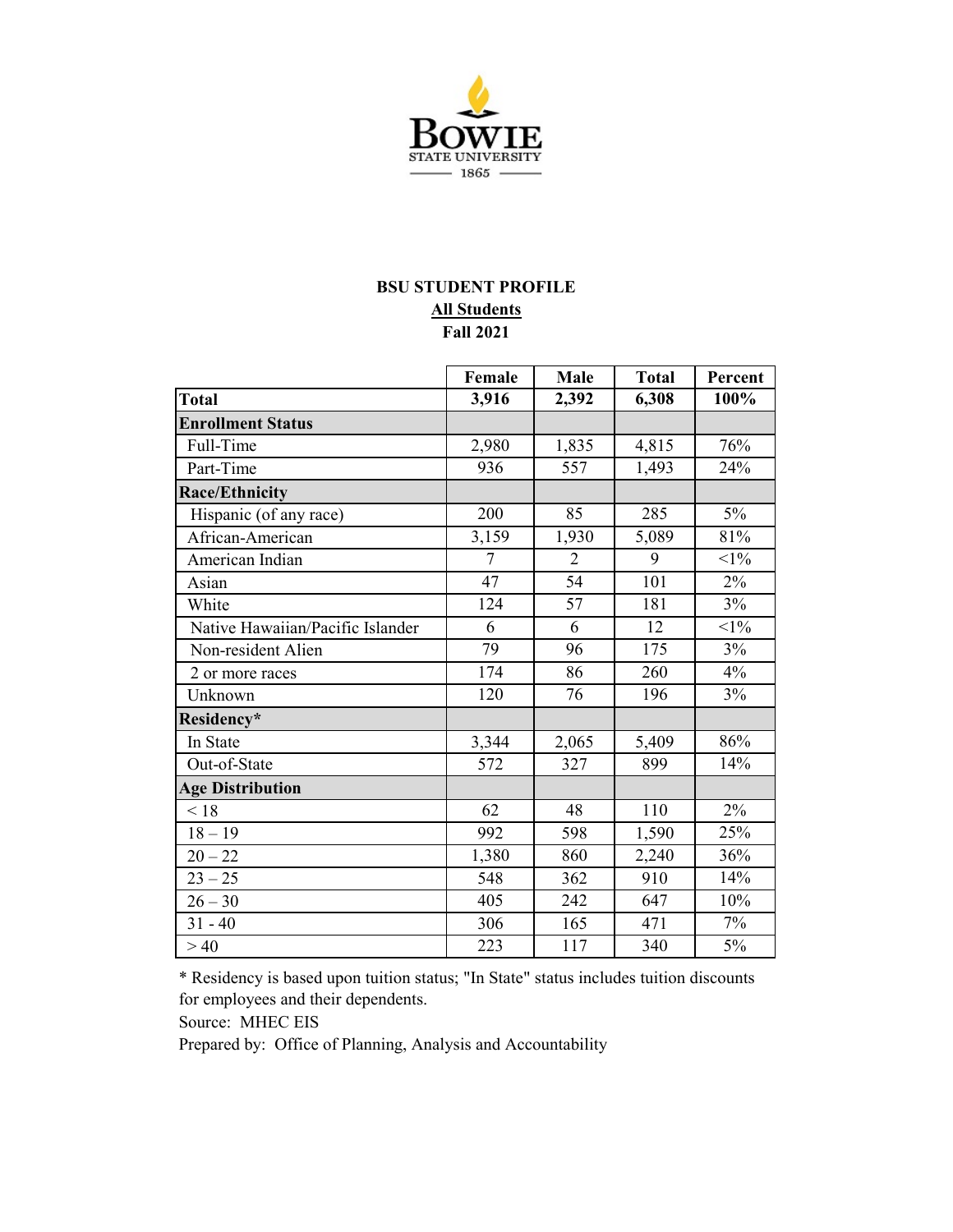Bowie State University
1865

**BSU STUDENT PROFILE**
**All Students**
**Fall 2021**

| | Female | Male | Total | Percent |
|---|---|---|---|---|
| **Total** | **3,916** | **2,392** | **6,308** | **100%** |
| **Enrollment Status** | | | | |
| Full-Time | 2,980 | 1,835 | 4,815 | 76% |
| Part-Time | 936 | 557 | 1,493 | 24% |
| **Race/Ethnicity** | | | | |
| Hispanic (of any race) | 200 | 85 | 285 | 5% |
| African-American | 3,159 | 1,930 | 5,089 | 81% |
| American Indian | 7 | 2 | 9 | <1% |
| Asian | 47 | 54 | 101 | 2% |
| White | 124 | 57 | 181 | 3% |
| Native Hawaiian/Pacific Islander | 6 | 6 | 12 | <1% |
| Non-resident Alien | 79 | 96 | 175 | 3% |
| 2 or more races | 174 | 86 | 260 | 4% |
| Unknown | 120 | 76 | 196 | 3% |
| **Residency*** | | | | |
| In State | 3,344 | 2,065 | 5,409 | 86% |
| Out-of-State | 572 | 327 | 899 | 14% |
| **Age Distribution** | | | | |
| < 18 | 62 | 48 | 110 | 2% |
| 18 – 19 | 992 | 598 | 1,590 | 25% |
| 20 – 22 | 1,380 | 860 | 2,240 | 36% |
| 23 – 25 | 548 | 362 | 910 | 14% |
| 26 – 30 | 405 | 242 | 647 | 10% |
| 31 - 40 | 306 | 165 | 471 | 7% |
| > 40 | 223 | 117 | 340 | 5% |

* Residency is based upon tuition status; "In State" status includes tuition discounts for employees and their dependents.

Source: MHEC EIS

Prepared by: Office of Planning, Analysis and Accountability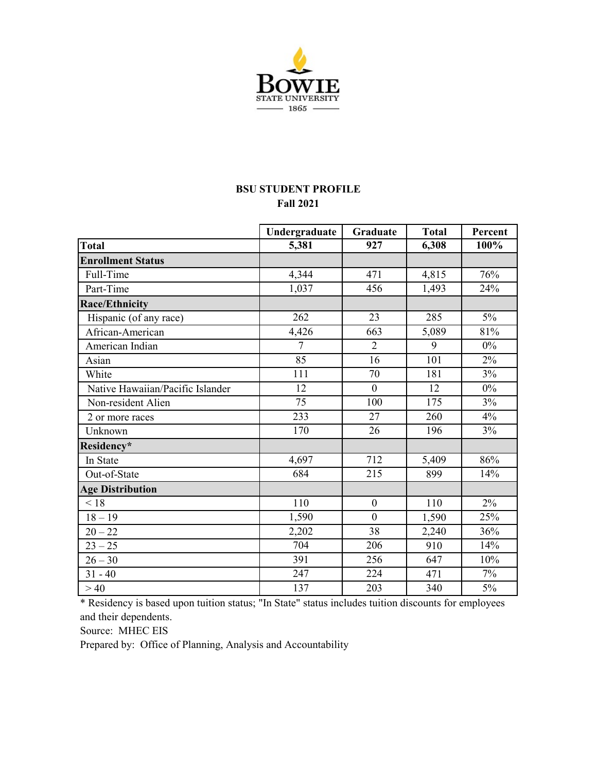# BSU STUDENT PROFILE

## Fall 2021

| | Undergraduate | Graduate | Total | Percent |
|---|---|---|---|---|
| **Total** | **5,381** | **927** | **6,308** | **100%** |
| **Enrollment Status** | | | | |
| Full-Time | 4,344 | 471 | 4,815 | 76% |
| Part-Time | 1,037 | 456 | 1,493 | 24% |
| **Race/Ethnicity** | | | | |
| Hispanic (of any race) | 262 | 23 | 285 | 5% |
| African-American | 4,426 | 663 | 5,089 | 81% |
| American Indian | 7 | 2 | 9 | 0% |
| Asian | 85 | 16 | 101 | 2% |
| White | 111 | 70 | 181 | 3% |
| Native Hawaiian/Pacific Islander | 12 | 0 | 12 | 0% |
| Non-resident Alien | 75 | 100 | 175 | 3% |
| 2 or more races | 233 | 27 | 260 | 4% |
| Unknown | 170 | 26 | 196 | 3% |
| **Residency*** | | | | |
| In State | 4,697 | 712 | 5,409 | 86% |
| Out-of-State | 684 | 215 | 899 | 14% |
| **Age Distribution** | | | | |
| < 18 | 110 | 0 | 110 | 2% |
| 18 – 19 | 1,590 | 0 | 1,590 | 25% |
| 20 – 22 | 2,202 | 38 | 2,240 | 36% |
| 23 – 25 | 704 | 206 | 910 | 14% |
| 26 – 30 | 391 | 256 | 647 | 10% |
| 31 - 40 | 247 | 224 | 471 | 7% |
| > 40 | 137 | 203 | 340 | 5% |

* Residency is based upon tuition status; "In State" status includes tuition discounts for employees and their dependents.

Source: MHEC EIS

Prepared by: Office of Planning, Analysis and Accountability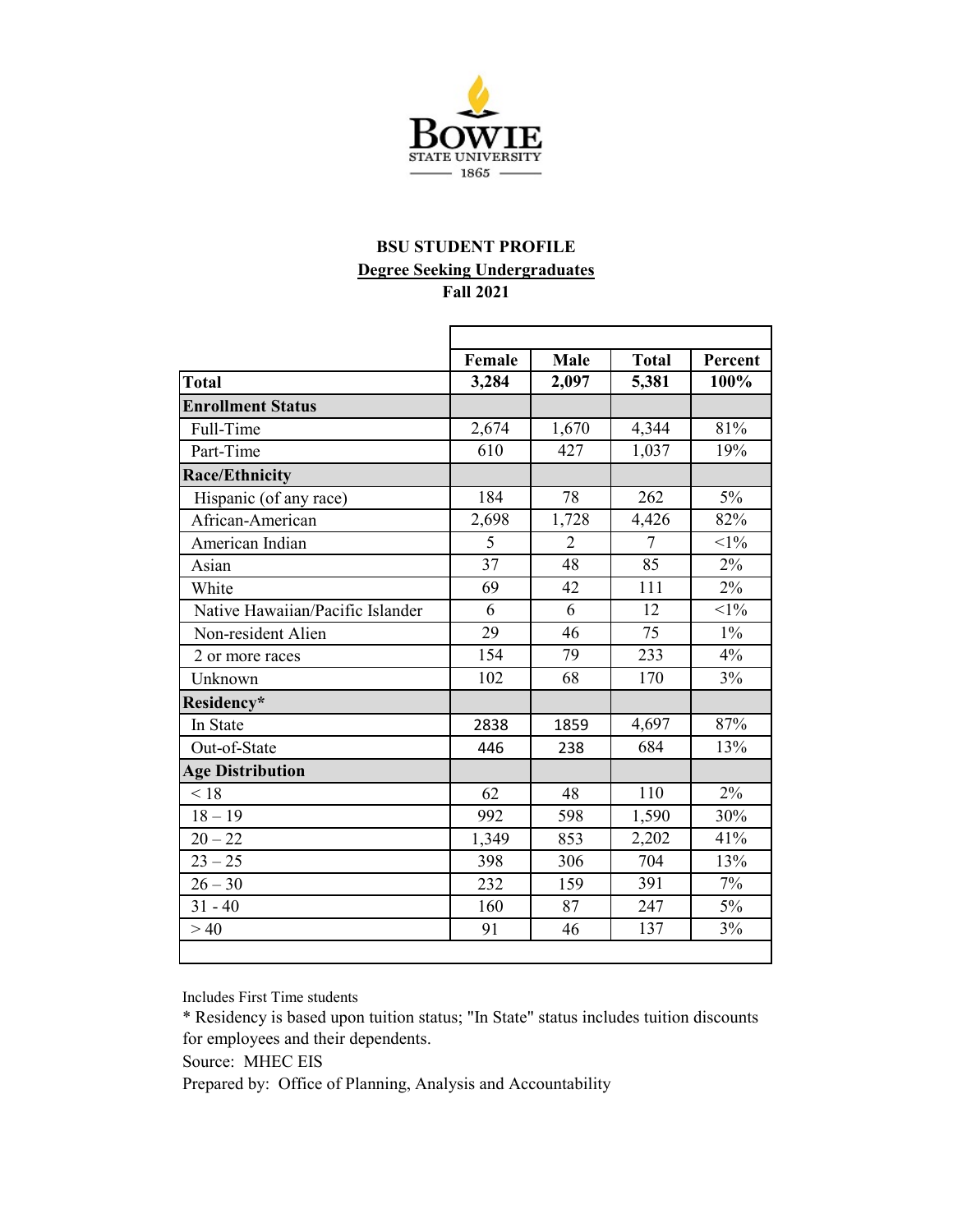# BSU STUDENT PROFILE

## Degree Seeking Undergraduates

### Fall 2021

| | Female | Male | Total | Percent |
|---|---|---|---|---|
| **Total** | **3,284** | **2,097** | **5,381** | **100%** |
| **Enrollment Status** | | | | |
| Full-Time | 2,674 | 1,670 | 4,344 | 81% |
| Part-Time | 610 | 427 | 1,037 | 19% |
| **Race/Ethnicity** | | | | |
| Hispanic (of any race) | 184 | 78 | 262 | 5% |
| African-American | 2,698 | 1,728 | 4,426 | 82% |
| American Indian | 5 | 2 | 7 | <1% |
| Asian | 37 | 48 | 85 | 2% |
| White | 69 | 42 | 111 | 2% |
| Native Hawaiian/Pacific Islander | 6 | 6 | 12 | <1% |
| Non-resident Alien | 29 | 46 | 75 | 1% |
| 2 or more races | 154 | 79 | 233 | 4% |
| Unknown | 102 | 68 | 170 | 3% |
| **Residency*** | | | | |
| In State | 2838 | 1859 | 4,697 | 87% |
| Out-of-State | 446 | 238 | 684 | 13% |
| **Age Distribution** | | | | |
| < 18 | 62 | 48 | 110 | 2% |
| 18 – 19 | 992 | 598 | 1,590 | 30% |
| 20 – 22 | 1,349 | 853 | 2,202 | 41% |
| 23 – 25 | 398 | 306 | 704 | 13% |
| 26 – 30 | 232 | 159 | 391 | 7% |
| 31 - 40 | 160 | 87 | 247 | 5% |
| > 40 | 91 | 46 | 137 | 3% |

Includes First Time students

* Residency is based upon tuition status; "In State" status includes tuition discounts for employees and their dependents.

Source: MHEC EIS

Prepared by: Office of Planning, Analysis and Accountability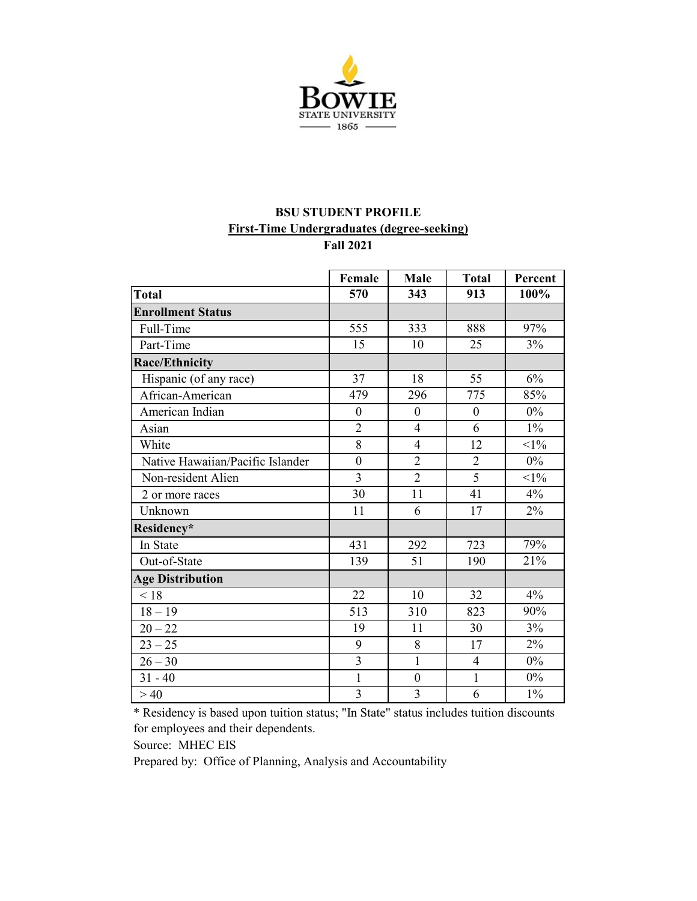**BSU STUDENT PROFILE**

**First-Time Undergraduates (degree-seeking)**

**Fall 2021**

| | Female | Male | Total | Percent |
|---|---|---|---|---|
| **Total** | **570** | **343** | **913** | **100%** |
| **Enrollment Status** | | | | |
| Full-Time | 555 | 333 | 888 | 97% |
| Part-Time | 15 | 10 | 25 | 3% |
| **Race/Ethnicity** | | | | |
| Hispanic (of any race) | 37 | 18 | 55 | 6% |
| African-American | 479 | 296 | 775 | 85% |
| American Indian | 0 | 0 | 0 | 0% |
| Asian | 2 | 4 | 6 | 1% |
| White | 8 | 4 | 12 | <1% |
| Native Hawaiian/Pacific Islander | 0 | 2 | 2 | 0% |
| Non-resident Alien | 3 | 2 | 5 | <1% |
| 2 or more races | 30 | 11 | 41 | 4% |
| Unknown | 11 | 6 | 17 | 2% |
| **Residency*** | | | | |
| In State | 431 | 292 | 723 | 79% |
| Out-of-State | 139 | 51 | 190 | 21% |
| **Age Distribution** | | | | |
| < 18 | 22 | 10 | 32 | 4% |
| 18 – 19 | 513 | 310 | 823 | 90% |
| 20 – 22 | 19 | 11 | 30 | 3% |
| 23 – 25 | 9 | 8 | 17 | 2% |
| 26 – 30 | 3 | 1 | 4 | 0% |
| 31 - 40 | 1 | 0 | 1 | 0% |
| > 40 | 3 | 3 | 6 | 1% |

* Residency is based upon tuition status; "In State" status includes tuition discounts for employees and their dependents.

Source: MHEC EIS

Prepared by: Office of Planning, Analysis and Accountability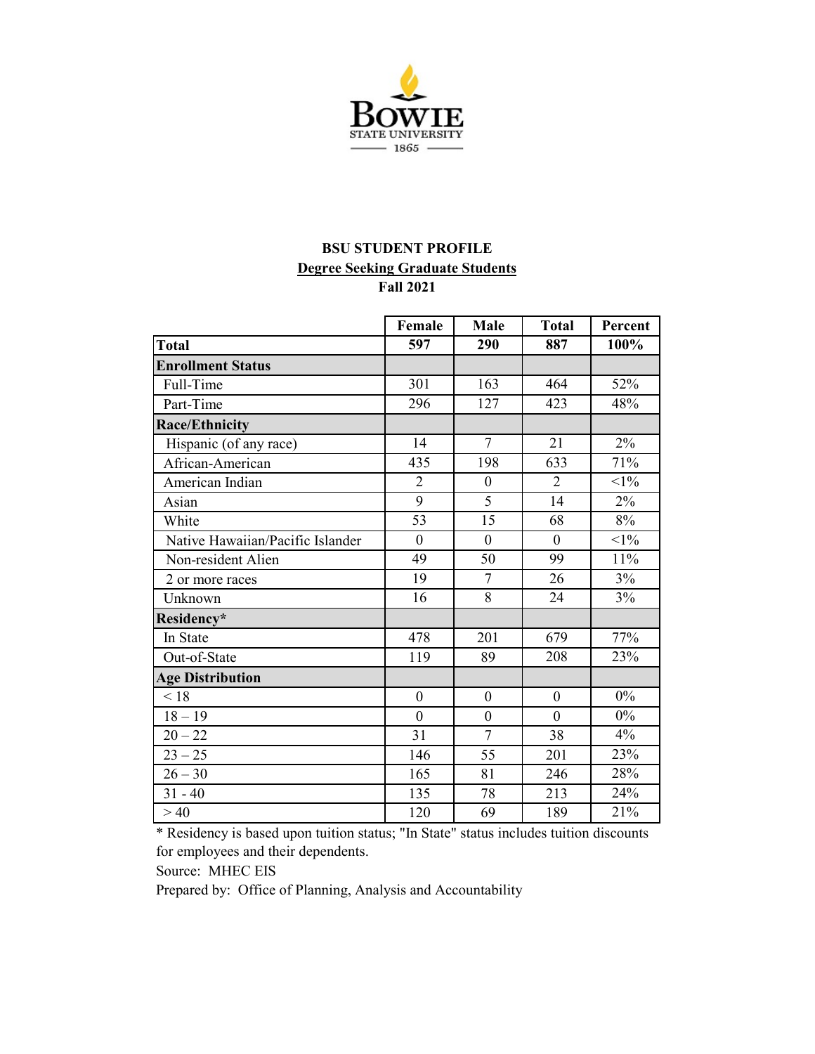**BSU STUDENT PROFILE**

**Degree Seeking Graduate Students**

**Fall 2021**

| | Female | Male | Total | Percent |
|---|---|---|---|---|
| **Total** | **597** | **290** | **887** | **100%** |
| **Enrollment Status** | | | | |
| Full-Time | 301 | 163 | 464 | 52% |
| Part-Time | 296 | 127 | 423 | 48% |
| **Race/Ethnicity** | | | | |
| Hispanic (of any race) | 14 | 7 | 21 | 2% |
| African-American | 435 | 198 | 633 | 71% |
| American Indian | 2 | 0 | 2 | <1% |
| Asian | 9 | 5 | 14 | 2% |
| White | 53 | 15 | 68 | 8% |
| Native Hawaiian/Pacific Islander | 0 | 0 | 0 | <1% |
| Non-resident Alien | 49 | 50 | 99 | 11% |
| 2 or more races | 19 | 7 | 26 | 3% |
| Unknown | 16 | 8 | 24 | 3% |
| **Residency*** | | | | |
| In State | 478 | 201 | 679 | 77% |
| Out-of-State | 119 | 89 | 208 | 23% |
| **Age Distribution** | | | | |
| < 18 | 0 | 0 | 0 | 0% |
| 18 – 19 | 0 | 0 | 0 | 0% |
| 20 – 22 | 31 | 7 | 38 | 4% |
| 23 – 25 | 146 | 55 | 201 | 23% |
| 26 – 30 | 165 | 81 | 246 | 28% |
| 31 - 40 | 135 | 78 | 213 | 24% |
| > 40 | 120 | 69 | 189 | 21% |

* Residency is based upon tuition status; "In State" status includes tuition discounts for employees and their dependents.

Source: MHEC EIS

Prepared by: Office of Planning, Analysis and Accountability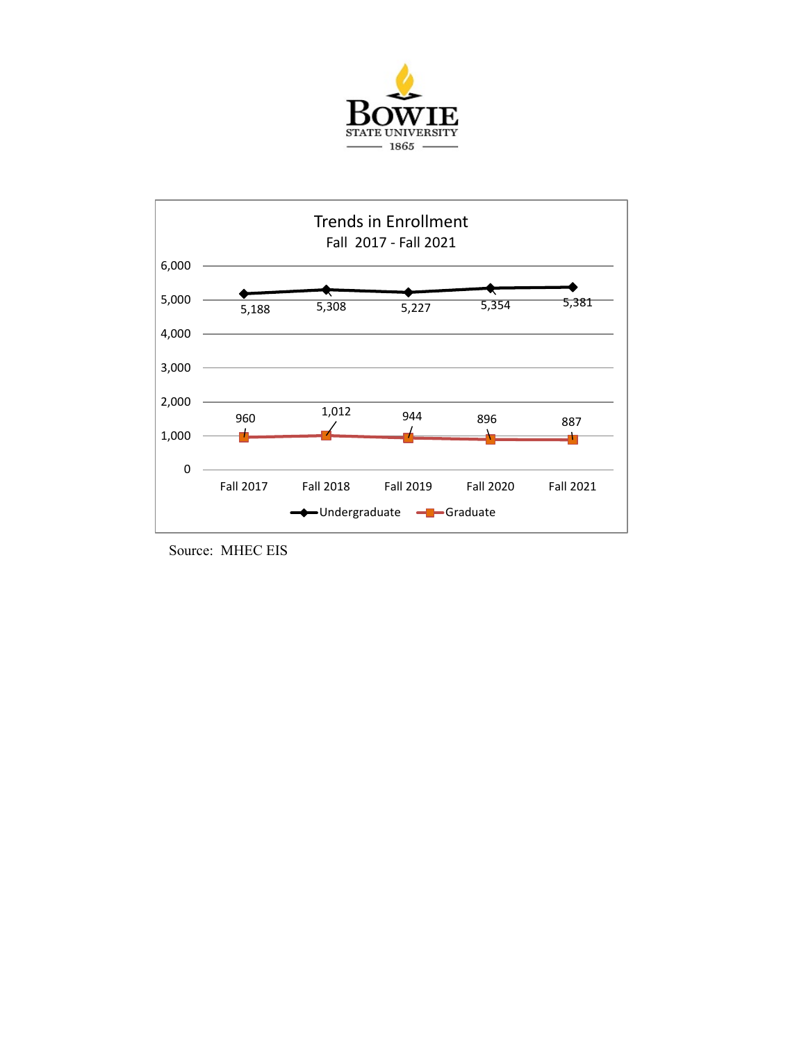BOWIE STATE UNIVERSITY
1865

Trends in Enrollment
Fall 2017 - Fall 2021

6,000
5,000
4,000
3,000
2,000
1,000
0

5,188
5,308
5,227
5,354
5,381

960
1,012
944
896
887

Fall 2017
Fall 2018
Fall 2019
Fall 2020
Fall 2021

Undergraduate
Graduate

Source: MHEC EIS